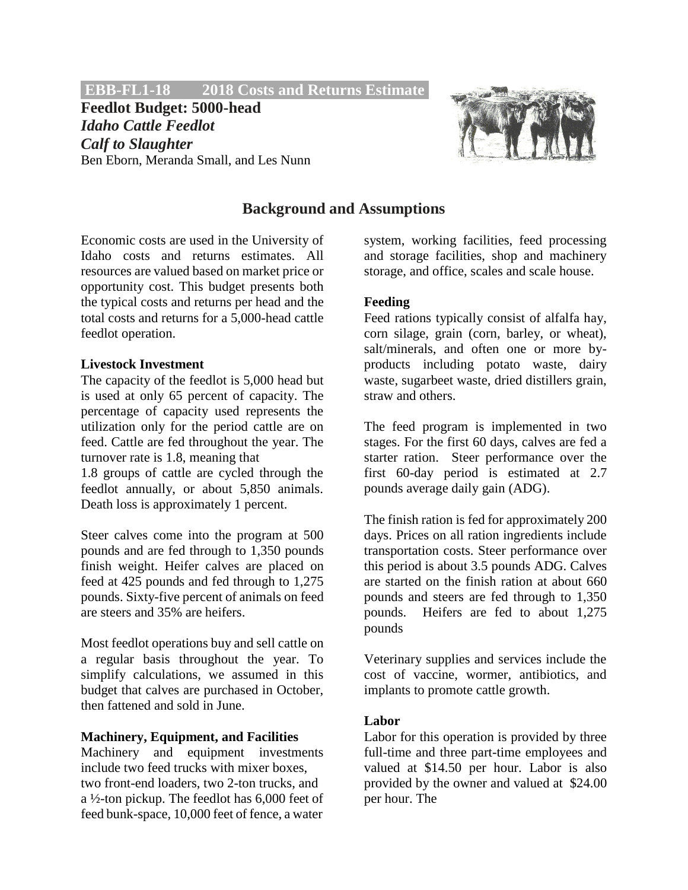**EBB-FL1-18 2018 Costs and Returns Estimate**

# Feedlot Budget: 5000-head

***Idaho Cattle Feedlot***

***Calf to Slaughter***

Ben Eborn, Meranda Small, and Les Nunn

## Background and Assumptions

Economic costs are used in the University of Idaho costs and returns estimates. All resources are valued based on market price or opportunity cost. This budget presents both the typical costs and returns per head and the total costs and returns for a 5,000-head cattle feedlot operation.

**Livestock Investment**

The capacity of the feedlot is 5,000 head but is used at only 65 percent of capacity. The percentage of capacity used represents the utilization only for the period cattle are on feed. Cattle are fed throughout the year. The turnover rate is 1.8, meaning that 1.8 groups of cattle are cycled through the feedlot annually, or about 5,850 animals. Death loss is approximately 1 percent.

Steer calves come into the program at 500 pounds and are fed through to 1,350 pounds finish weight. Heifer calves are placed on feed at 425 pounds and fed through to 1,275 pounds. Sixty-five percent of animals on feed are steers and 35% are heifers.

Most feedlot operations buy and sell cattle on a regular basis throughout the year. To simplify calculations, we assumed in this budget that calves are purchased in October, then fattened and sold in June.

**Machinery, Equipment, and Facilities**

Machinery and equipment investments include two feed trucks with mixer boxes, two front-end loaders, two 2-ton trucks, and a ½-ton pickup. The feedlot has 6,000 feet of feed bunk-space, 10,000 feet of fence, a water system, working facilities, feed processing and storage facilities, shop and machinery storage, and office, scales and scale house.

**Feeding**

Feed rations typically consist of alfalfa hay, corn silage, grain (corn, barley, or wheat), salt/minerals, and often one or more by-products including potato waste, dairy waste, sugarbeet waste, dried distillers grain, straw and others.

The feed program is implemented in two stages. For the first 60 days, calves are fed a starter ration. Steer performance over the first 60-day period is estimated at 2.7 pounds average daily gain (ADG).

The finish ration is fed for approximately 200 days. Prices on all ration ingredients include transportation costs. Steer performance over this period is about 3.5 pounds ADG. Calves are started on the finish ration at about 660 pounds and steers are fed through to 1,350 pounds. Heifers are fed to about 1,275 pounds

Veterinary supplies and services include the cost of vaccine, wormer, antibiotics, and implants to promote cattle growth.

**Labor**

Labor for this operation is provided by three full-time and three part-time employees and valued at $14.50 per hour. Labor is also provided by the owner and valued at $24.00 per hour. The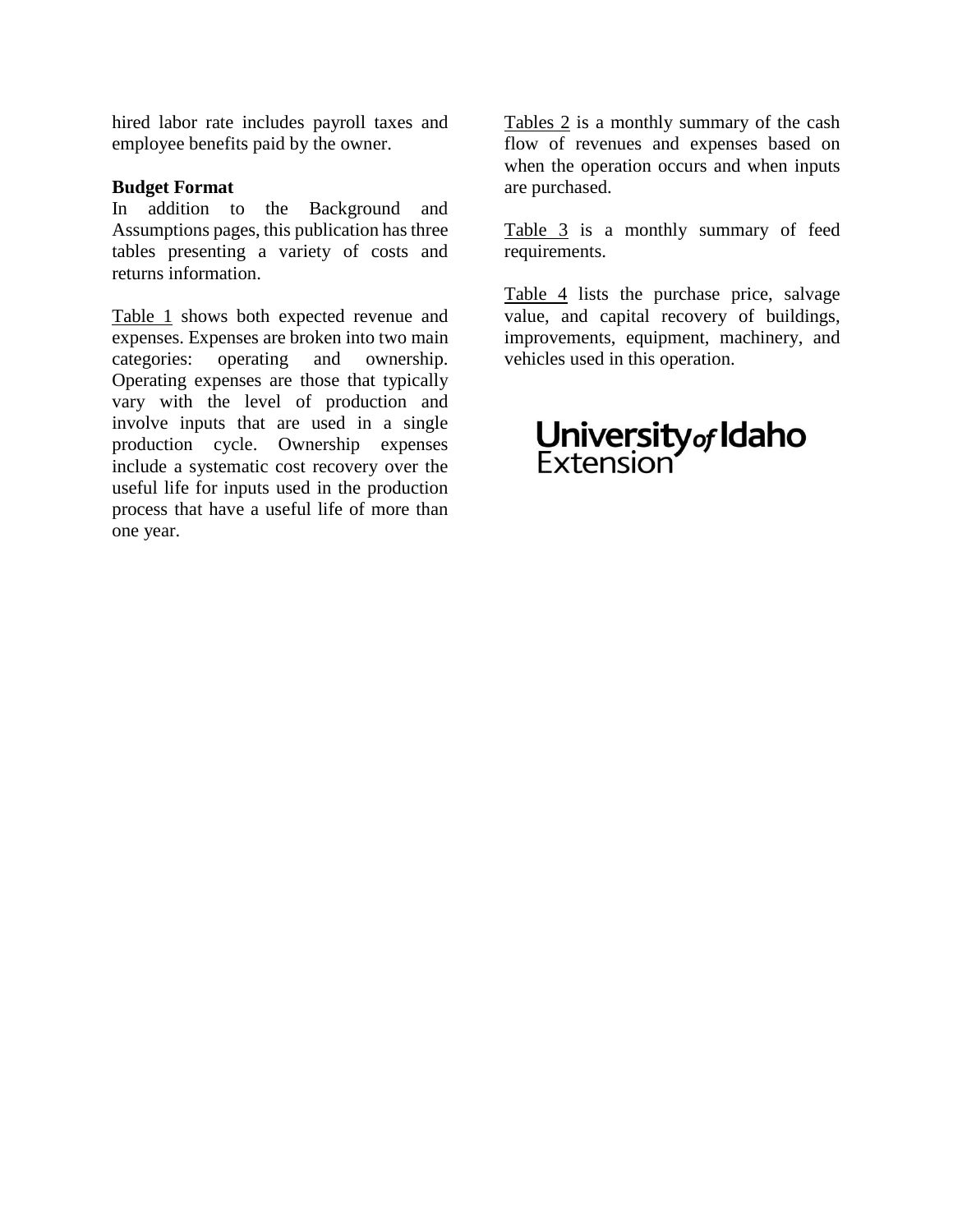hired labor rate includes payroll taxes and employee benefits paid by the owner.

**Budget Format**

In addition to the Background and Assumptions pages, this publication has three tables presenting a variety of costs and returns information.

Table 1 shows both expected revenue and expenses. Expenses are broken into two main categories: operating and ownership. Operating expenses are those that typically vary with the level of production and involve inputs that are used in a single production cycle. Ownership expenses include a systematic cost recovery over the useful life for inputs used in the production process that have a useful life of more than one year.

Tables 2 is a monthly summary of the cash flow of revenues and expenses based on when the operation occurs and when inputs are purchased.

Table 3 is a monthly summary of feed requirements.

Table 4 lists the purchase price, salvage value, and capital recovery of buildings, improvements, equipment, machinery, and vehicles used in this operation.

University of Idaho Extension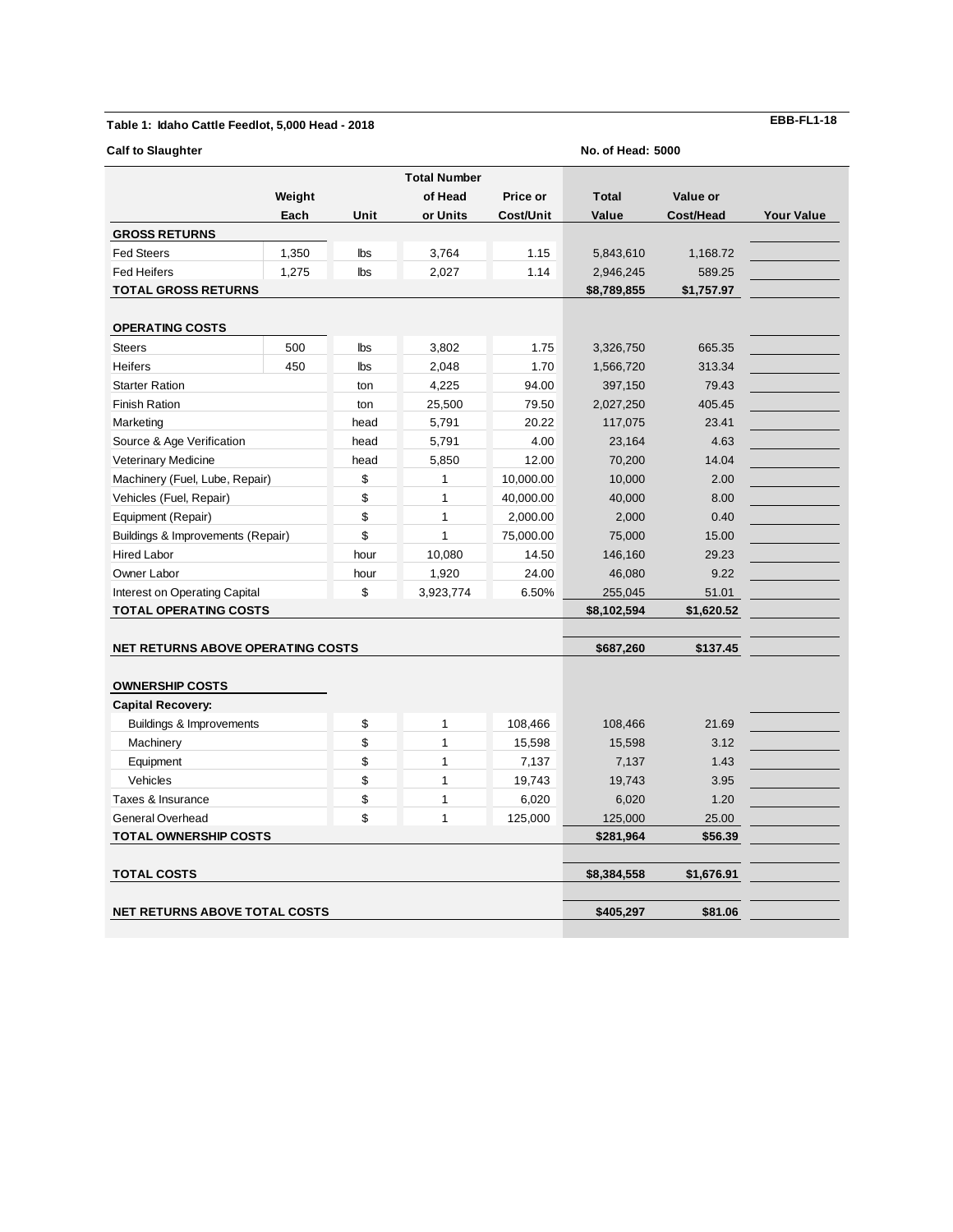**Table 1: Idaho Cattle Feedlot, 5,000 Head - 2018** — EBB-FL1-18

**Calf to Slaughter** — No. of Head: 5000

| | Weight Each | Unit | Total Number of Head or Units | Price or Cost/Unit | Total Value | Value or Cost/Head | Your Value |
|---|---|---|---|---|---|---|---|
| **GROSS RETURNS** | | | | | | | |
| Fed Steers | 1,350 | lbs | 3,764 | 1.15 | 5,843,610 | 1,168.72 | |
| Fed Heifers | 1,275 | lbs | 2,027 | 1.14 | 2,946,245 | 589.25 | |
| **TOTAL GROSS RETURNS** | | | | | **$8,789,855** | **$1,757.97** | |
| | | | | | | | |
| **OPERATING COSTS** | | | | | | | |
| Steers | 500 | lbs | 3,802 | 1.75 | 3,326,750 | 665.35 | |
| Heifers | 450 | lbs | 2,048 | 1.70 | 1,566,720 | 313.34 | |
| Starter Ration | | ton | 4,225 | 94.00 | 397,150 | 79.43 | |
| Finish Ration | | ton | 25,500 | 79.50 | 2,027,250 | 405.45 | |
| Marketing | | head | 5,791 | 20.22 | 117,075 | 23.41 | |
| Source & Age Verification | | head | 5,791 | 4.00 | 23,164 | 4.63 | |
| Veterinary Medicine | | head | 5,850 | 12.00 | 70,200 | 14.04 | |
| Machinery (Fuel, Lube, Repair) | | $ | 1 | 10,000.00 | 10,000 | 2.00 | |
| Vehicles (Fuel, Repair) | | $ | 1 | 40,000.00 | 40,000 | 8.00 | |
| Equipment (Repair) | | $ | 1 | 2,000.00 | 2,000 | 0.40 | |
| Buildings & Improvements (Repair) | | $ | 1 | 75,000.00 | 75,000 | 15.00 | |
| Hired Labor | | hour | 10,080 | 14.50 | 146,160 | 29.23 | |
| Owner Labor | | hour | 1,920 | 24.00 | 46,080 | 9.22 | |
| Interest on Operating Capital | | $ | 3,923,774 | 6.50% | 255,045 | 51.01 | |
| **TOTAL OPERATING COSTS** | | | | | **$8,102,594** | **$1,620.52** | |
| | | | | | | | |
| **NET RETURNS ABOVE OPERATING COSTS** | | | | | **$687,260** | **$137.45** | |
| | | | | | | | |
| **OWNERSHIP COSTS** | | | | | | | |
| **Capital Recovery:** | | | | | | | |
| Buildings & Improvements | | $ | 1 | 108,466 | 108,466 | 21.69 | |
| Machinery | | $ | 1 | 15,598 | 15,598 | 3.12 | |
| Equipment | | $ | 1 | 7,137 | 7,137 | 1.43 | |
| Vehicles | | $ | 1 | 19,743 | 19,743 | 3.95 | |
| Taxes & Insurance | | $ | 1 | 6,020 | 6,020 | 1.20 | |
| General Overhead | | $ | 1 | 125,000 | 125,000 | 25.00 | |
| **TOTAL OWNERSHIP COSTS** | | | | | **$281,964** | **$56.39** | |
| | | | | | | | |
| **TOTAL COSTS** | | | | | **$8,384,558** | **$1,676.91** | |
| | | | | | | | |
| **NET RETURNS ABOVE TOTAL COSTS** | | | | | **$405,297** | **$81.06** | |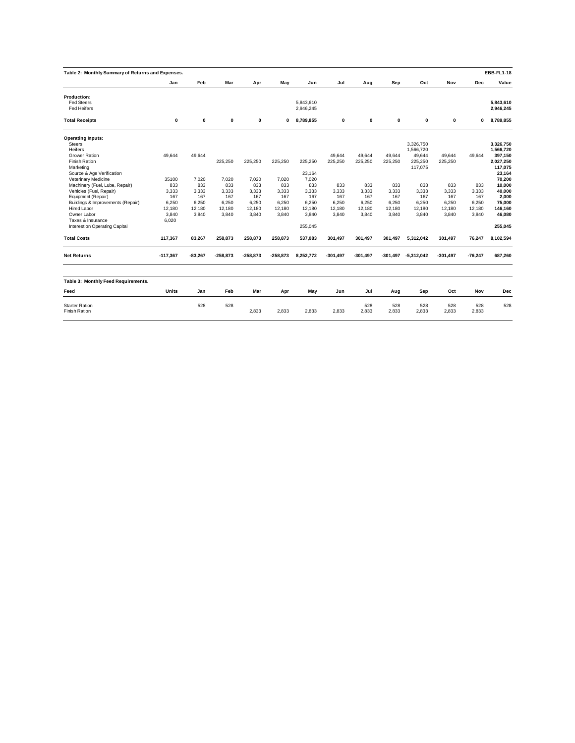**Table 2: Monthly Summary of Returns and Expenses.** EBB-FL1-18

| | Jan | Feb | Mar | Apr | May | Jun | Jul | Aug | Sep | Oct | Nov | Dec | Value |
|---|---|---|---|---|---|---|---|---|---|---|---|---|---|
| **Production:** | | | | | | | | | | | | | |
| Fed Steers | | | | | | 5,843,610 | | | | | | | **5,843,610** |
| Fed Heifers | | | | | | 2,946,245 | | | | | | | **2,946,245** |
| **Total Receipts** | **0** | **0** | **0** | **0** | **0** | **8,789,855** | **0** | **0** | **0** | **0** | **0** | **0** | **8,789,855** |
| **Operating Inputs:** | | | | | | | | | | | | | |
| Steers | | | | | | | | | | 3,326,750 | | | **3,326,750** |
| Heifers | | | | | | | | | | 1,566,720 | | | **1,566,720** |
| Grower Ration | 49,644 | 49,644 | | | | | 49,644 | 49,644 | 49,644 | 49,644 | 49,644 | 49,644 | **397,150** |
| Finish Ration | | | 225,250 | 225,250 | 225,250 | 225,250 | 225,250 | 225,250 | 225,250 | 225,250 | 225,250 | | **2,027,250** |
| Marketing | | | | | | | | | | 117,075 | | | **117,075** |
| Source & Age Verification | | | | | | 23,164 | | | | | | | **23,164** |
| Veterinary Medicine | 35100 | 7,020 | 7,020 | 7,020 | 7,020 | 7,020 | | | | | | | **70,200** |
| Machinery (Fuel, Lube, Repair) | 833 | 833 | 833 | 833 | 833 | 833 | 833 | 833 | 833 | 833 | 833 | 833 | **10,000** |
| Vehicles (Fuel, Repair) | 3,333 | 3,333 | 3,333 | 3,333 | 3,333 | 3,333 | 3,333 | 3,333 | 3,333 | 3,333 | 3,333 | 3,333 | **40,000** |
| Equipment (Repair) | 167 | 167 | 167 | 167 | 167 | 167 | 167 | 167 | 167 | 167 | 167 | 167 | **2,000** |
| Buildings & Improvements (Repair) | 6,250 | 6,250 | 6,250 | 6,250 | 6,250 | 6,250 | 6,250 | 6,250 | 6,250 | 6,250 | 6,250 | 6,250 | **75,000** |
| Hired Labor | 12,180 | 12,180 | 12,180 | 12,180 | 12,180 | 12,180 | 12,180 | 12,180 | 12,180 | 12,180 | 12,180 | 12,180 | **146,160** |
| Owner Labor | 3,840 | 3,840 | 3,840 | 3,840 | 3,840 | 3,840 | 3,840 | 3,840 | 3,840 | 3,840 | 3,840 | 3,840 | **46,080** |
| Taxes & Insurance | 6,020 | | | | | | | | | | | | |
| Interest on Operating Capital | | | | | | 255,045 | | | | | | | **255,045** |
| **Total Costs** | **117,367** | **83,267** | **258,873** | **258,873** | **258,873** | **537,083** | **301,497** | **301,497** | **301,497** | **5,312,042** | **301,497** | **76,247** | **8,102,594** |
| **Net Returns** | **-117,367** | **-83,267** | **-258,873** | **-258,873** | **-258,873** | **8,252,772** | **-301,497** | **-301,497** | **-301,497** | **-5,312,042** | **-301,497** | **-76,247** | **687,260** |

**Table 3: Monthly Feed Requirements.**

| Feed | Units | Jan | Feb | Mar | Apr | May | Jun | Jul | Aug | Sep | Oct | Nov | Dec |
|---|---|---|---|---|---|---|---|---|---|---|---|---|---|
| Starter Ration | | 528 | 528 | | | | | 528 | 528 | 528 | 528 | 528 | 528 |
| Finish Ration | | | | 2,833 | 2,833 | 2,833 | 2,833 | 2,833 | 2,833 | 2,833 | 2,833 | 2,833 | |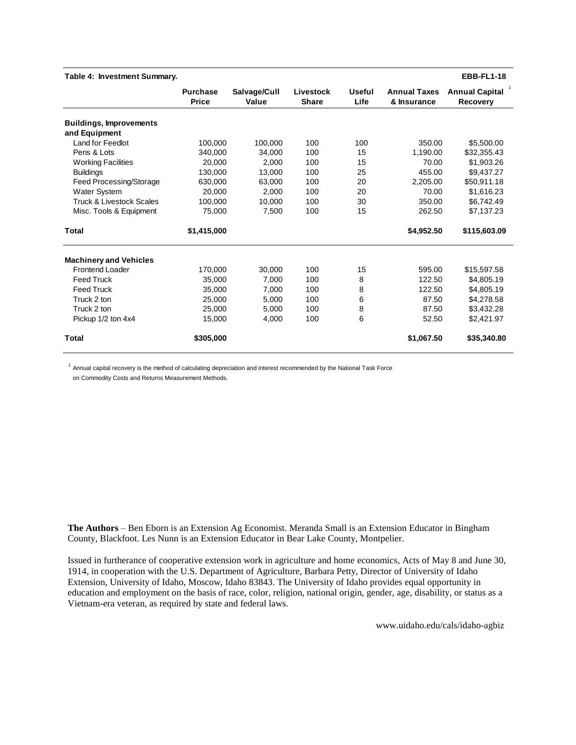**Table 4: Investment Summary.** **EBB-FL1-18**

| | Purchase Price | Salvage/Cull Value | Livestock Share | Useful Life | Annual Taxes & Insurance | Annual Capital Recovery [1] |
|---|---|---|---|---|---|---|
| **Buildings, Improvements and Equipment** | | | | | | |
| Land for Feedlot | 100,000 | 100,000 | 100 | 100 | 350.00 | \$5,500.00 |
| Pens & Lots | 340,000 | 34,000 | 100 | 15 | 1,190.00 | \$32,355.43 |
| Working Facilities | 20,000 | 2,000 | 100 | 15 | 70.00 | \$1,903.26 |
| Buildings | 130,000 | 13,000 | 100 | 25 | 455.00 | \$9,437.27 |
| Feed Processing/Storage | 630,000 | 63,000 | 100 | 20 | 2,205.00 | \$50,911.18 |
| Water System | 20,000 | 2,000 | 100 | 20 | 70.00 | \$1,616.23 |
| Truck & Livestock Scales | 100,000 | 10,000 | 100 | 30 | 350.00 | \$6,742.49 |
| Misc. Tools & Equipment | 75,000 | 7,500 | 100 | 15 | 262.50 | \$7,137.23 |
| **Total** | **\$1,415,000** | | | | **\$4,952.50** | **\$115,603.09** |
| **Machinery and Vehicles** | | | | | | |
| Frontend Loader | 170,000 | 30,000 | 100 | 15 | 595.00 | \$15,597.58 |
| Feed Truck | 35,000 | 7,000 | 100 | 8 | 122.50 | \$4,805.19 |
| Feed Truck | 35,000 | 7,000 | 100 | 8 | 122.50 | \$4,805.19 |
| Truck 2 ton | 25,000 | 5,000 | 100 | 6 | 87.50 | \$4,278.58 |
| Truck 2 ton | 25,000 | 5,000 | 100 | 8 | 87.50 | \$3,432.28 |
| Pickup 1/2 ton 4x4 | 15,000 | 4,000 | 100 | 6 | 52.50 | \$2,421.97 |
| **Total** | **\$305,000** | | | | **\$1,067.50** | **\$35,340.80** |

[1] Annual capital recovery is the method of calculating depreciation and interest recommended by the National Task Force on Commodity Costs and Returns Measurement Methods.

**The Authors** – Ben Eborn is an Extension Ag Economist. Meranda Small is an Extension Educator in Bingham County, Blackfoot. Les Nunn is an Extension Educator in Bear Lake County, Montpelier.

Issued in furtherance of cooperative extension work in agriculture and home economics, Acts of May 8 and June 30, 1914, in cooperation with the U.S. Department of Agriculture, Barbara Petty, Director of University of Idaho Extension, University of Idaho, Moscow, Idaho 83843. The University of Idaho provides equal opportunity in education and employment on the basis of race, color, religion, national origin, gender, age, disability, or status as a Vietnam-era veteran, as required by state and federal laws.

www.uidaho.edu/cals/idaho-agbiz